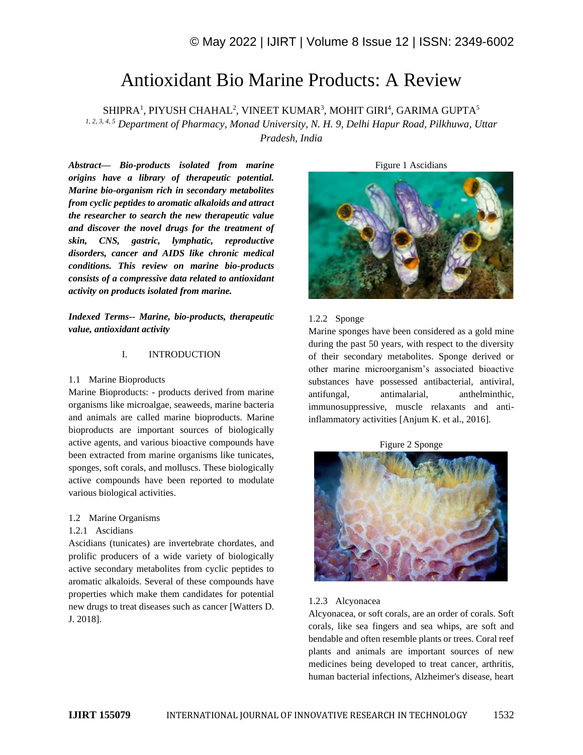# Antioxidant Bio Marine Products: A Review

SHIPRA[1], PIYUSH CHAHAL[2], VINEET KUMAR[3], MOHIT GIRI[4], GARIMA GUPTA[5]

[1, 2, 3, 4, 5] *Department of Pharmacy, Monad University, N. H. 9, Delhi Hapur Road, Pilkhuwa, Uttar Pradesh, India*

***Abstract— Bio-products isolated from marine origins have a library of therapeutic potential. Marine bio-organism rich in secondary metabolites from cyclic peptides to aromatic alkaloids and attract the researcher to search the new therapeutic value and discover the novel drugs for the treatment of skin, CNS, gastric, lymphatic, reproductive disorders, cancer and AIDS like chronic medical conditions. This review on marine bio-products consists of a compressive data related to antioxidant activity on products isolated from marine.***

***Indexed Terms-- Marine, bio-products, therapeutic value, antioxidant activity***

## I. INTRODUCTION

### 1.1 Marine Bioproducts

Marine Bioproducts: - products derived from marine organisms like microalgae, seaweeds, marine bacteria and animals are called marine bioproducts. Marine bioproducts are important sources of biologically active agents, and various bioactive compounds have been extracted from marine organisms like tunicates, sponges, soft corals, and molluscs. These biologically active compounds have been reported to modulate various biological activities.

### 1.2 Marine Organisms

#### 1.2.1 Ascidians

Ascidians (tunicates) are invertebrate chordates, and prolific producers of a wide variety of biologically active secondary metabolites from cyclic peptides to aromatic alkaloids. Several of these compounds have properties which make them candidates for potential new drugs to treat diseases such as cancer [Watters D. J. 2018].

Figure 1 Ascidians

#### 1.2.2 Sponge

Marine sponges have been considered as a gold mine during the past 50 years, with respect to the diversity of their secondary metabolites. Sponge derived or other marine microorganism's associated bioactive substances have possessed antibacterial, antiviral, antifungal, antimalarial, anthelminthic, immunosuppressive, muscle relaxants and anti-inflammatory activities [Anjum K. et al., 2016].

Figure 2 Sponge

#### 1.2.3 Alcyonacea

Alcyonacea, or soft corals, are an order of corals. Soft corals, like sea fingers and sea whips, are soft and bendable and often resemble plants or trees. Coral reef plants and animals are important sources of new medicines being developed to treat cancer, arthritis, human bacterial infections, Alzheimer's disease, heart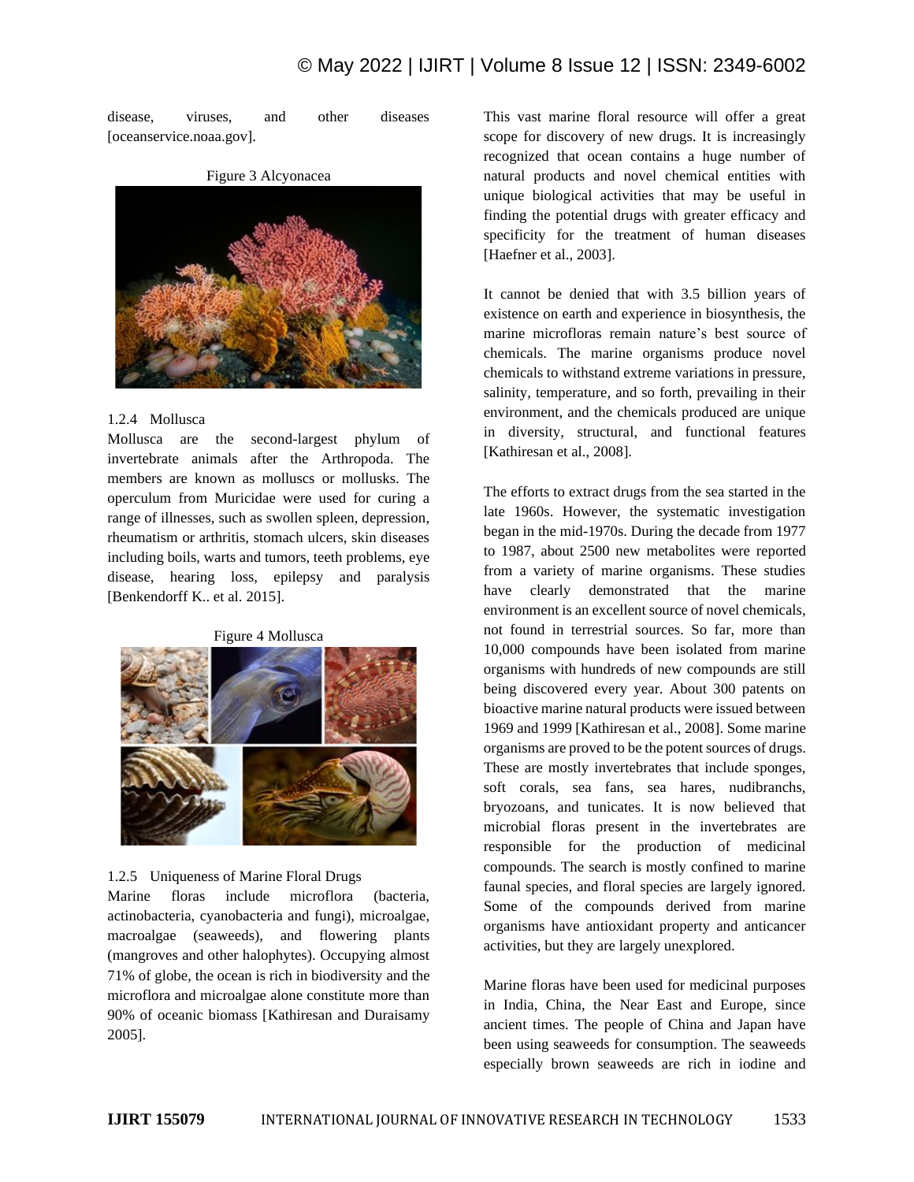disease, viruses, and other diseases [oceanservice.noaa.gov].

Figure 3 Alcyonacea

### 1.2.4 Mollusca

Mollusca are the second-largest phylum of invertebrate animals after the Arthropoda. The members are known as molluscs or mollusks. The operculum from Muricidae were used for curing a range of illnesses, such as swollen spleen, depression, rheumatism or arthritis, stomach ulcers, skin diseases including boils, warts and tumors, teeth problems, eye disease, hearing loss, epilepsy and paralysis [Benkendorff K.. et al. 2015].

Figure 4 Mollusca

### 1.2.5 Uniqueness of Marine Floral Drugs

Marine floras include microflora (bacteria, actinobacteria, cyanobacteria and fungi), microalgae, macroalgae (seaweeds), and flowering plants (mangroves and other halophytes). Occupying almost 71% of globe, the ocean is rich in biodiversity and the microflora and microalgae alone constitute more than 90% of oceanic biomass [Kathiresan and Duraisamy 2005].

This vast marine floral resource will offer a great scope for discovery of new drugs. It is increasingly recognized that ocean contains a huge number of natural products and novel chemical entities with unique biological activities that may be useful in finding the potential drugs with greater efficacy and specificity for the treatment of human diseases [Haefner et al., 2003].

It cannot be denied that with 3.5 billion years of existence on earth and experience in biosynthesis, the marine microfloras remain nature's best source of chemicals. The marine organisms produce novel chemicals to withstand extreme variations in pressure, salinity, temperature, and so forth, prevailing in their environment, and the chemicals produced are unique in diversity, structural, and functional features [Kathiresan et al., 2008].

The efforts to extract drugs from the sea started in the late 1960s. However, the systematic investigation began in the mid-1970s. During the decade from 1977 to 1987, about 2500 new metabolites were reported from a variety of marine organisms. These studies have clearly demonstrated that the marine environment is an excellent source of novel chemicals, not found in terrestrial sources. So far, more than 10,000 compounds have been isolated from marine organisms with hundreds of new compounds are still being discovered every year. About 300 patents on bioactive marine natural products were issued between 1969 and 1999 [Kathiresan et al., 2008]. Some marine organisms are proved to be the potent sources of drugs. These are mostly invertebrates that include sponges, soft corals, sea fans, sea hares, nudibranchs, bryozoans, and tunicates. It is now believed that microbial floras present in the invertebrates are responsible for the production of medicinal compounds. The search is mostly confined to marine faunal species, and floral species are largely ignored. Some of the compounds derived from marine organisms have antioxidant property and anticancer activities, but they are largely unexplored.

Marine floras have been used for medicinal purposes in India, China, the Near East and Europe, since ancient times. The people of China and Japan have been using seaweeds for consumption. The seaweeds especially brown seaweeds are rich in iodine and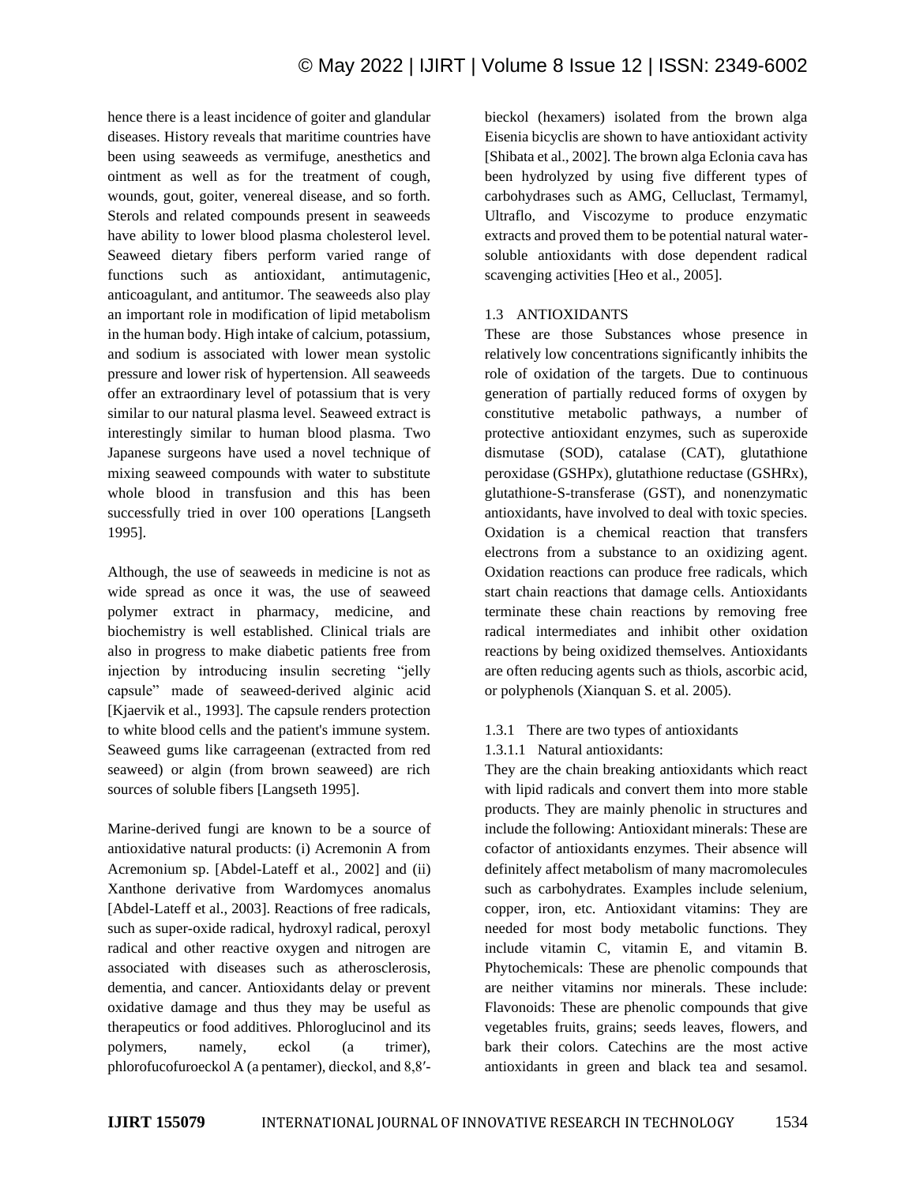hence there is a least incidence of goiter and glandular diseases. History reveals that maritime countries have been using seaweeds as vermifuge, anesthetics and ointment as well as for the treatment of cough, wounds, gout, goiter, venereal disease, and so forth. Sterols and related compounds present in seaweeds have ability to lower blood plasma cholesterol level. Seaweed dietary fibers perform varied range of functions such as antioxidant, antimutagenic, anticoagulant, and antitumor. The seaweeds also play an important role in modification of lipid metabolism in the human body. High intake of calcium, potassium, and sodium is associated with lower mean systolic pressure and lower risk of hypertension. All seaweeds offer an extraordinary level of potassium that is very similar to our natural plasma level. Seaweed extract is interestingly similar to human blood plasma. Two Japanese surgeons have used a novel technique of mixing seaweed compounds with water to substitute whole blood in transfusion and this has been successfully tried in over 100 operations [Langseth 1995].

Although, the use of seaweeds in medicine is not as wide spread as once it was, the use of seaweed polymer extract in pharmacy, medicine, and biochemistry is well established. Clinical trials are also in progress to make diabetic patients free from injection by introducing insulin secreting "jelly capsule" made of seaweed-derived alginic acid [Kjaervik et al., 1993]. The capsule renders protection to white blood cells and the patient's immune system. Seaweed gums like carrageenan (extracted from red seaweed) or algin (from brown seaweed) are rich sources of soluble fibers [Langseth 1995].

Marine-derived fungi are known to be a source of antioxidative natural products: (i) Acremonin A from Acremonium sp. [Abdel-Lateff et al., 2002] and (ii) Xanthone derivative from Wardomyces anomalus [Abdel-Lateff et al., 2003]. Reactions of free radicals, such as super-oxide radical, hydroxyl radical, peroxyl radical and other reactive oxygen and nitrogen are associated with diseases such as atherosclerosis, dementia, and cancer. Antioxidants delay or prevent oxidative damage and thus they may be useful as therapeutics or food additives. Phloroglucinol and its polymers, namely, eckol (a trimer), phlorofucofuroeckol A (a pentamer), dieckol, and 8,8′-bieckol (hexamers) isolated from the brown alga Eisenia bicyclis are shown to have antioxidant activity [Shibata et al., 2002]. The brown alga Eclonia cava has been hydrolyzed by using five different types of carbohydrases such as AMG, Celluclast, Termamyl, Ultraflo, and Viscozyme to produce enzymatic extracts and proved them to be potential natural water-soluble antioxidants with dose dependent radical scavenging activities [Heo et al., 2005].

### 1.3 ANTIOXIDANTS

These are those Substances whose presence in relatively low concentrations significantly inhibits the role of oxidation of the targets. Due to continuous generation of partially reduced forms of oxygen by constitutive metabolic pathways, a number of protective antioxidant enzymes, such as superoxide dismutase (SOD), catalase (CAT), glutathione peroxidase (GSHPx), glutathione reductase (GSHRx), glutathione-S-transferase (GST), and nonenzymatic antioxidants, have involved to deal with toxic species. Oxidation is a chemical reaction that transfers electrons from a substance to an oxidizing agent. Oxidation reactions can produce free radicals, which start chain reactions that damage cells. Antioxidants terminate these chain reactions by removing free radical intermediates and inhibit other oxidation reactions by being oxidized themselves. Antioxidants are often reducing agents such as thiols, ascorbic acid, or polyphenols (Xianquan S. et al. 2005).

#### 1.3.1 There are two types of antioxidants

##### 1.3.1.1 Natural antioxidants:

They are the chain breaking antioxidants which react with lipid radicals and convert them into more stable products. They are mainly phenolic in structures and include the following: Antioxidant minerals: These are cofactor of antioxidants enzymes. Their absence will definitely affect metabolism of many macromolecules such as carbohydrates. Examples include selenium, copper, iron, etc. Antioxidant vitamins: They are needed for most body metabolic functions. They include vitamin C, vitamin E, and vitamin B. Phytochemicals: These are phenolic compounds that are neither vitamins nor minerals. These include: Flavonoids: These are phenolic compounds that give vegetables fruits, grains; seeds leaves, flowers, and bark their colors. Catechins are the most active antioxidants in green and black tea and sesamol.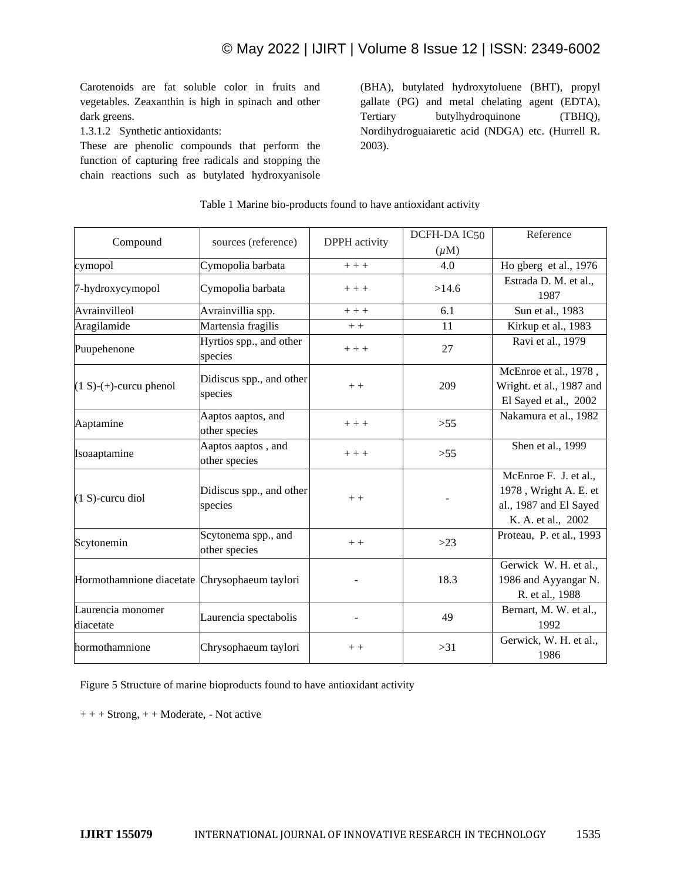Carotenoids are fat soluble color in fruits and vegetables. Zeaxanthin is high in spinach and other dark greens.

#### 1.3.1.2 Synthetic antioxidants:

These are phenolic compounds that perform the function of capturing free radicals and stopping the chain reactions such as butylated hydroxyanisole (BHA), butylated hydroxytoluene (BHT), propyl gallate (PG) and metal chelating agent (EDTA), Tertiary butylhydroquinone (TBHQ), Nordihydroguaiaretic acid (NDGA) etc. (Hurrell R. 2003).

Table 1 Marine bio-products found to have antioxidant activity

| Compound | sources (reference) | DPPH activity | DCFH-DA $IC_{50}$ ($\mu$M) | Reference |
|---|---|---|---|---|
| cymopol | Cymopolia barbata | + + + | 4.0 | Ho gberg et al., 1976 |
| 7-hydroxycymopol | Cymopolia barbata | + + + | >14.6 | Estrada D. M. et al., 1987 |
| Avrainvilleol | Avrainvillia spp. | + + + | 6.1 | Sun et al., 1983 |
| Aragilamide | Martensia fragilis | + + | 11 | Kirkup et al., 1983 |
| Puupehenone | Hyrtios spp., and other species | + + + | 27 | Ravi et al., 1979 |
| (1 S)-(+)-curcu phenol | Didiscus spp., and other species | + + | 209 | McEnroe et al., 1978 , Wright. et al., 1987 and El Sayed et al., 2002 |
| Aaptamine | Aaptos aaptos, and other species | + + + | >55 | Nakamura et al., 1982 |
| Isoaaptamine | Aaptos aaptos , and other species | + + + | >55 | Shen et al., 1999 |
| (1 S)-curcu diol | Didiscus spp., and other species | + + | - | McEnroe F. J. et al., 1978 , Wright A. E. et al., 1987 and El Sayed K. A. et al., 2002 |
| Scytonemin | Scytonema spp., and other species | + + | >23 | Proteau, P. et al., 1993 |
| Hormothamnione diacetate | Chrysophaeum taylori | - | 18.3 | Gerwick W. H. et al., 1986 and Ayyangar N. R. et al., 1988 |
| Laurencia monomer diacetate | Laurencia spectabolis | - | 49 | Bernart, M. W. et al., 1992 |
| hormothamnione | Chrysophaeum taylori | + + | >31 | Gerwick, W. H. et al., 1986 |

Figure 5 Structure of marine bioproducts found to have antioxidant activity

+ + + Strong, + + Moderate, - Not active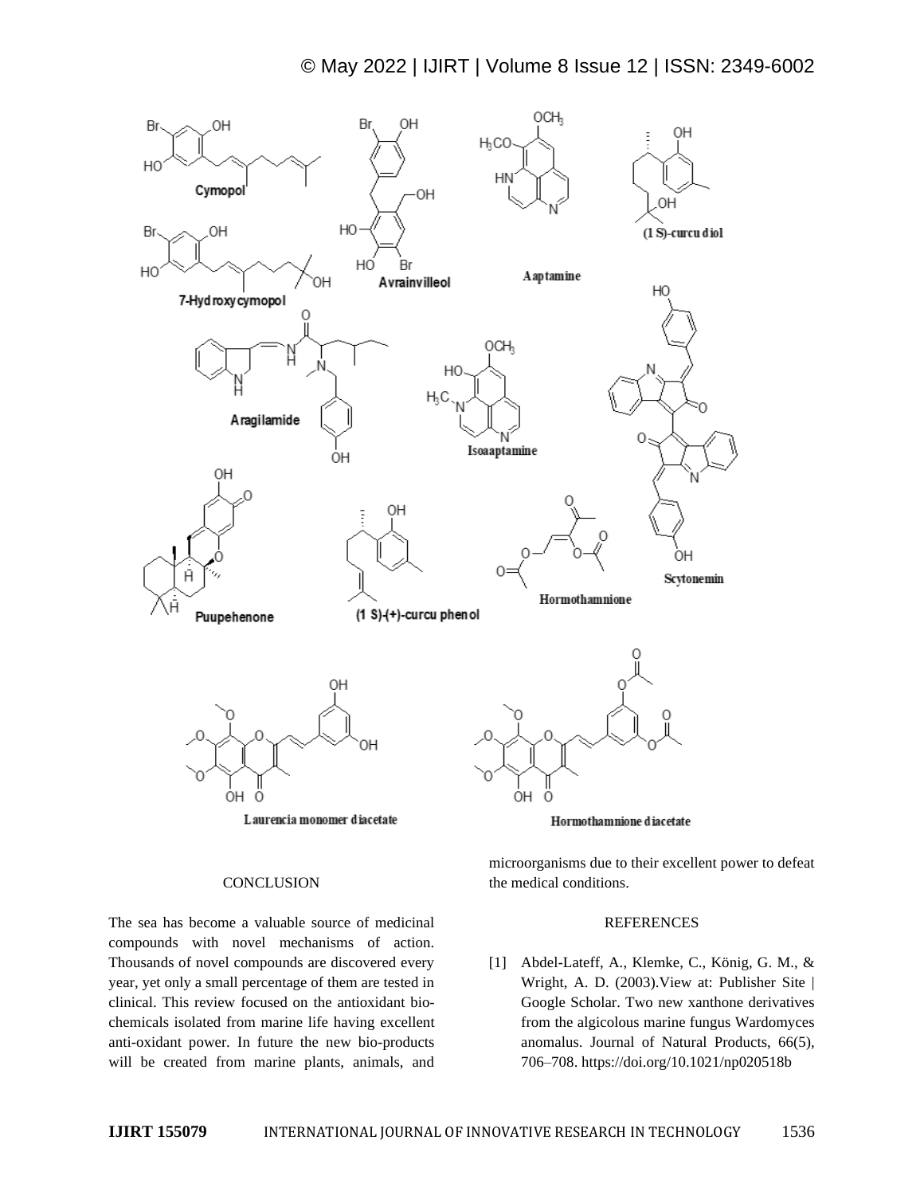## CONCLUSION

The sea has become a valuable source of medicinal compounds with novel mechanisms of action. Thousands of novel compounds are discovered every year, yet only a small percentage of them are tested in clinical. This review focused on the antioxidant bio-chemicals isolated from marine life having excellent anti-oxidant power. In future the new bio-products will be created from marine plants, animals, and microorganisms due to their excellent power to defeat the medical conditions.

## REFERENCES

[1] Abdel-Lateff, A., Klemke, C., König, G. M., & Wright, A. D. (2003).View at: Publisher Site | Google Scholar. Two new xanthone derivatives from the algicolous marine fungus Wardomyces anomalus. Journal of Natural Products, 66(5), 706–708. https://doi.org/10.1021/np020518b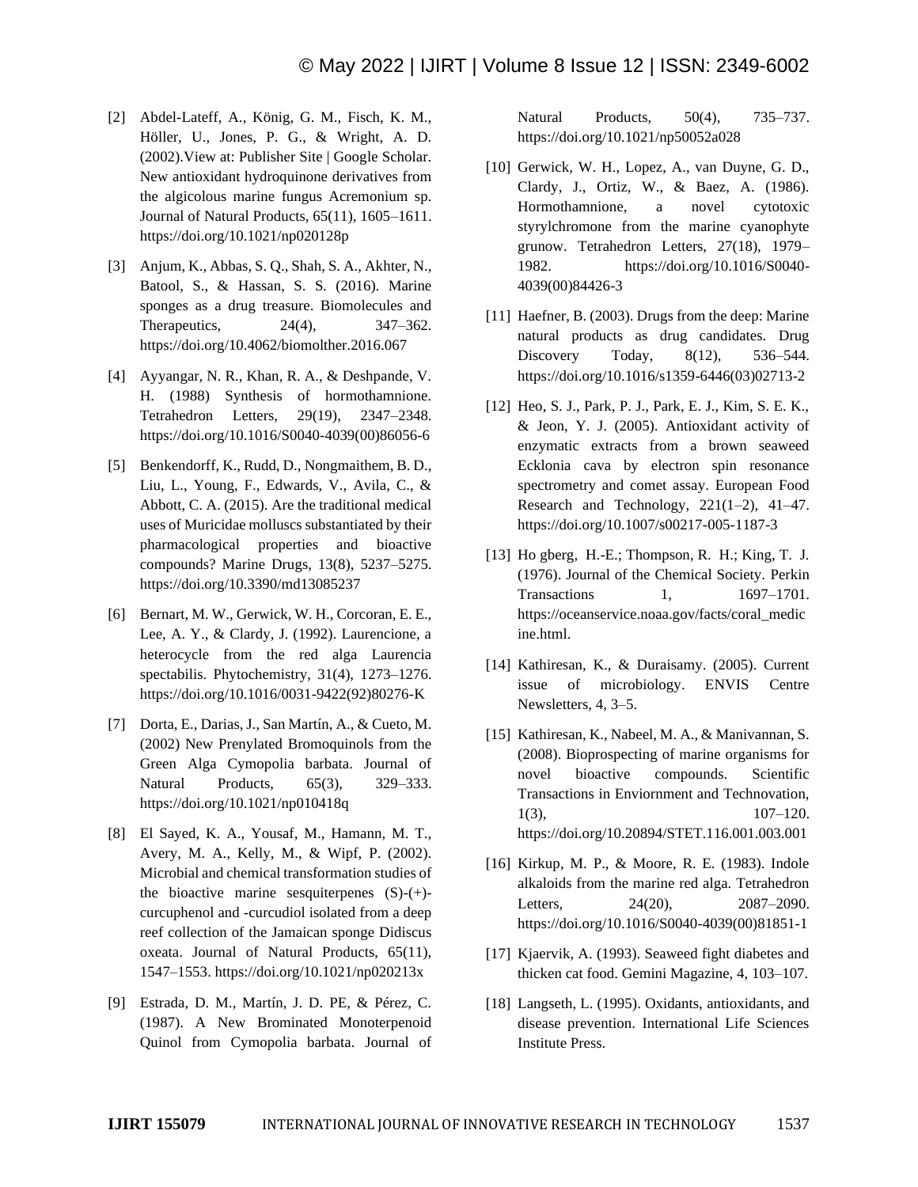[2] Abdel-Lateff, A., König, G. M., Fisch, K. M., Höller, U., Jones, P. G., & Wright, A. D. (2002).View at: Publisher Site | Google Scholar. New antioxidant hydroquinone derivatives from the algicolous marine fungus Acremonium sp. Journal of Natural Products, 65(11), 1605–1611. https://doi.org/10.1021/np020128p

[3] Anjum, K., Abbas, S. Q., Shah, S. A., Akhter, N., Batool, S., & Hassan, S. S. (2016). Marine sponges as a drug treasure. Biomolecules and Therapeutics, 24(4), 347–362. https://doi.org/10.4062/biomolther.2016.067

[4] Ayyangar, N. R., Khan, R. A., & Deshpande, V. H. (1988) Synthesis of hormothamnione. Tetrahedron Letters, 29(19), 2347–2348. https://doi.org/10.1016/S0040-4039(00)86056-6

[5] Benkendorff, K., Rudd, D., Nongmaithem, B. D., Liu, L., Young, F., Edwards, V., Avila, C., & Abbott, C. A. (2015). Are the traditional medical uses of Muricidae molluscs substantiated by their pharmacological properties and bioactive compounds? Marine Drugs, 13(8), 5237–5275. https://doi.org/10.3390/md13085237

[6] Bernart, M. W., Gerwick, W. H., Corcoran, E. E., Lee, A. Y., & Clardy, J. (1992). Laurencione, a heterocycle from the red alga Laurencia spectabilis. Phytochemistry, 31(4), 1273–1276. https://doi.org/10.1016/0031-9422(92)80276-K

[7] Dorta, E., Darias, J., San Martín, A., & Cueto, M. (2002) New Prenylated Bromoquinols from the Green Alga Cymopolia barbata. Journal of Natural Products, 65(3), 329–333. https://doi.org/10.1021/np010418q

[8] El Sayed, K. A., Yousaf, M., Hamann, M. T., Avery, M. A., Kelly, M., & Wipf, P. (2002). Microbial and chemical transformation studies of the bioactive marine sesquiterpenes (S)-(+)-curcuphenol and -curcudiol isolated from a deep reef collection of the Jamaican sponge Didiscus oxeata. Journal of Natural Products, 65(11), 1547–1553. https://doi.org/10.1021/np020213x

[9] Estrada, D. M., Martín, J. D. PE, & Pérez, C. (1987). A New Brominated Monoterpenoid Quinol from Cymopolia barbata. Journal of Natural Products, 50(4), 735–737. https://doi.org/10.1021/np50052a028

[10] Gerwick, W. H., Lopez, A., van Duyne, G. D., Clardy, J., Ortiz, W., & Baez, A. (1986). Hormothamnione, a novel cytotoxic styrylchromone from the marine cyanophyte grunow. Tetrahedron Letters, 27(18), 1979–1982. https://doi.org/10.1016/S0040-4039(00)84426-3

[11] Haefner, B. (2003). Drugs from the deep: Marine natural products as drug candidates. Drug Discovery Today, 8(12), 536–544. https://doi.org/10.1016/s1359-6446(03)02713-2

[12] Heo, S. J., Park, P. J., Park, E. J., Kim, S. E. K., & Jeon, Y. J. (2005). Antioxidant activity of enzymatic extracts from a brown seaweed Ecklonia cava by electron spin resonance spectrometry and comet assay. European Food Research and Technology, 221(1–2), 41–47. https://doi.org/10.1007/s00217-005-1187-3

[13] Ho gberg, H.-E.; Thompson, R. H.; King, T. J. (1976). Journal of the Chemical Society. Perkin Transactions 1, 1697–1701. https://oceanservice.noaa.gov/facts/coral_medicine.html.

[14] Kathiresan, K., & Duraisamy. (2005). Current issue of microbiology. ENVIS Centre Newsletters, 4, 3–5.

[15] Kathiresan, K., Nabeel, M. A., & Manivannan, S. (2008). Bioprospecting of marine organisms for novel bioactive compounds. Scientific Transactions in Enviornment and Technovation, 1(3), 107–120. https://doi.org/10.20894/STET.116.001.003.001

[16] Kirkup, M. P., & Moore, R. E. (1983). Indole alkaloids from the marine red alga. Tetrahedron Letters, 24(20), 2087–2090. https://doi.org/10.1016/S0040-4039(00)81851-1

[17] Kjaervik, A. (1993). Seaweed fight diabetes and thicken cat food. Gemini Magazine, 4, 103–107.

[18] Langseth, L. (1995). Oxidants, antioxidants, and disease prevention. International Life Sciences Institute Press.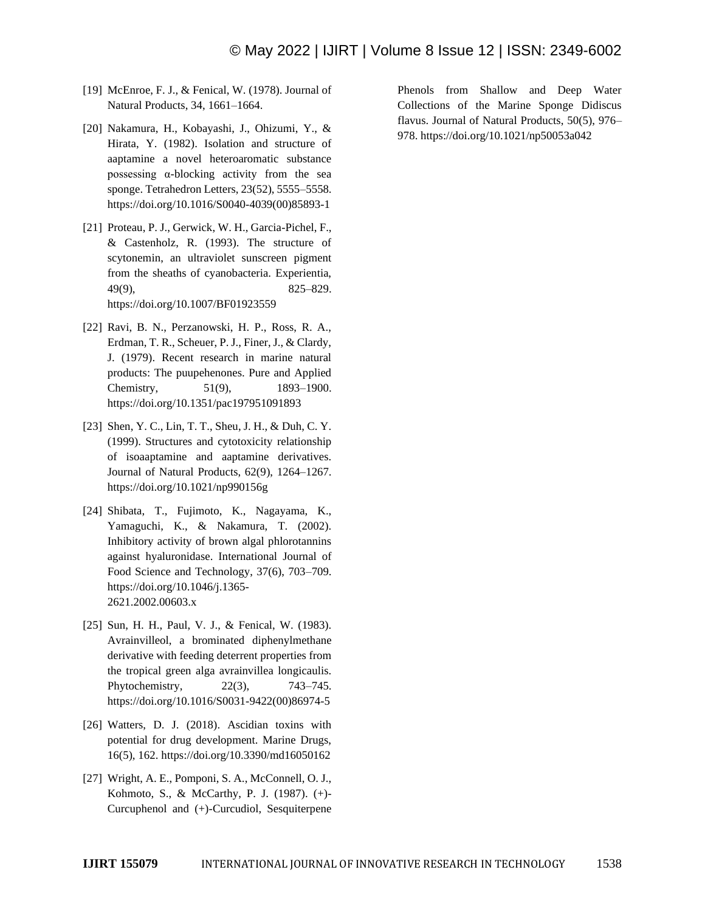[19] McEnroe, F. J., & Fenical, W. (1978). Journal of Natural Products, 34, 1661–1664.

[20] Nakamura, H., Kobayashi, J., Ohizumi, Y., & Hirata, Y. (1982). Isolation and structure of aaptamine a novel heteroaromatic substance possessing α-blocking activity from the sea sponge. Tetrahedron Letters, 23(52), 5555–5558. https://doi.org/10.1016/S0040-4039(00)85893-1

[21] Proteau, P. J., Gerwick, W. H., Garcia-Pichel, F., & Castenholz, R. (1993). The structure of scytonemin, an ultraviolet sunscreen pigment from the sheaths of cyanobacteria. Experientia, 49(9), 825–829. https://doi.org/10.1007/BF01923559

[22] Ravi, B. N., Perzanowski, H. P., Ross, R. A., Erdman, T. R., Scheuer, P. J., Finer, J., & Clardy, J. (1979). Recent research in marine natural products: The puupehenones. Pure and Applied Chemistry, 51(9), 1893–1900. https://doi.org/10.1351/pac197951091893

[23] Shen, Y. C., Lin, T. T., Sheu, J. H., & Duh, C. Y. (1999). Structures and cytotoxicity relationship of isoaaptamine and aaptamine derivatives. Journal of Natural Products, 62(9), 1264–1267. https://doi.org/10.1021/np990156g

[24] Shibata, T., Fujimoto, K., Nagayama, K., Yamaguchi, K., & Nakamura, T. (2002). Inhibitory activity of brown algal phlorotannins against hyaluronidase. International Journal of Food Science and Technology, 37(6), 703–709. https://doi.org/10.1046/j.1365-2621.2002.00603.x

[25] Sun, H. H., Paul, V. J., & Fenical, W. (1983). Avrainvilleol, a brominated diphenylmethane derivative with feeding deterrent properties from the tropical green alga avrainvillea longicaulis. Phytochemistry, 22(3), 743–745. https://doi.org/10.1016/S0031-9422(00)86974-5

[26] Watters, D. J. (2018). Ascidian toxins with potential for drug development. Marine Drugs, 16(5), 162. https://doi.org/10.3390/md16050162

[27] Wright, A. E., Pomponi, S. A., McConnell, O. J., Kohmoto, S., & McCarthy, P. J. (1987). (+)-Curcuphenol and (+)-Curcudiol, Sesquiterpene Phenols from Shallow and Deep Water Collections of the Marine Sponge Didiscus flavus. Journal of Natural Products, 50(5), 976–978. https://doi.org/10.1021/np50053a042